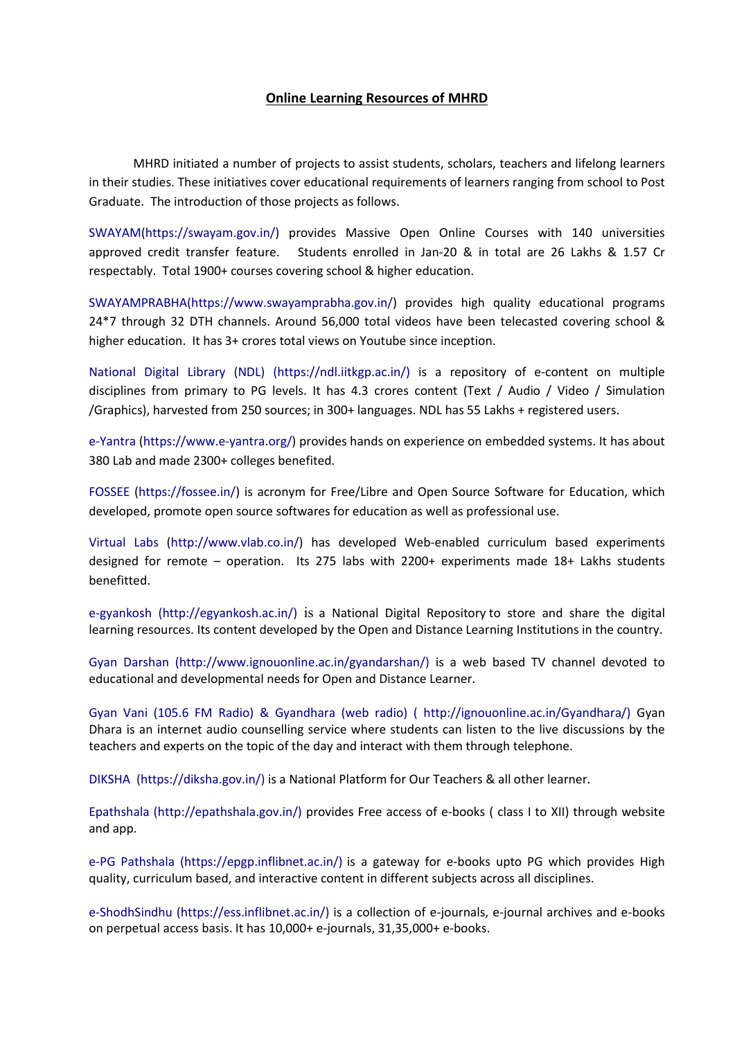# **Online Learning Resources of MHRD**

MHRD initiated a number of projects to assist students, scholars, teachers and lifelong learners in their studies. These initiatives cover educational requirements of learners ranging from school to Post Graduate. The introduction of those projects as follows.

SWAYAM(https://swayam.gov.in/) provides Massive Open Online Courses with 140 universities approved credit transfer feature. Students enrolled in Jan-20 & in total are 26 Lakhs & 1.57 Cr respectably. Total 1900+ courses covering school & higher education.

SWAYAMPRABHA(https://www.swayamprabha.gov.in/) provides high quality educational programs 24*7 through 32 DTH channels. Around 56,000 total videos have been telecasted covering school & higher education. It has 3+ crores total views on Youtube since inception.

National Digital Library (NDL) (https://ndl.iitkgp.ac.in/) is a repository of e-content on multiple disciplines from primary to PG levels. It has 4.3 crores content (Text / Audio / Video / Simulation /Graphics), harvested from 250 sources; in 300+ languages. NDL has 55 Lakhs + registered users.

e-Yantra (https://www.e-yantra.org/) provides hands on experience on embedded systems. It has about 380 Lab and made 2300+ colleges benefited.

FOSSEE (https://fossee.in/) is acronym for Free/Libre and Open Source Software for Education, which developed, promote open source softwares for education as well as professional use.

Virtual Labs (http://www.vlab.co.in/) has developed Web-enabled curriculum based experiments designed for remote – operation. Its 275 labs with 2200+ experiments made 18+ Lakhs students benefitted.

e-gyankosh (http://egyankosh.ac.in/) is a National Digital Repository to store and share the digital learning resources. Its content developed by the Open and Distance Learning Institutions in the country.

Gyan Darshan (http://www.ignouonline.ac.in/gyandarshan/) is a web based TV channel devoted to educational and developmental needs for Open and Distance Learner.

Gyan Vani (105.6 FM Radio) & Gyandhara (web radio) ( http://ignouonline.ac.in/Gyandhara/) Gyan Dhara is an internet audio counselling service where students can listen to the live discussions by the teachers and experts on the topic of the day and interact with them through telephone.

DIKSHA (https://diksha.gov.in/) is a National Platform for Our Teachers & all other learner.

Epathshala (http://epathshala.gov.in/) provides Free access of e-books ( class I to XII) through website and app.

e-PG Pathshala (https://epgp.inflibnet.ac.in/) is a gateway for e-books upto PG which provides High quality, curriculum based, and interactive content in different subjects across all disciplines.

e-ShodhSindhu (https://ess.inflibnet.ac.in/) is a collection of e-journals, e-journal archives and e-books on perpetual access basis. It has 10,000+ e-journals, 31,35,000+ e-books.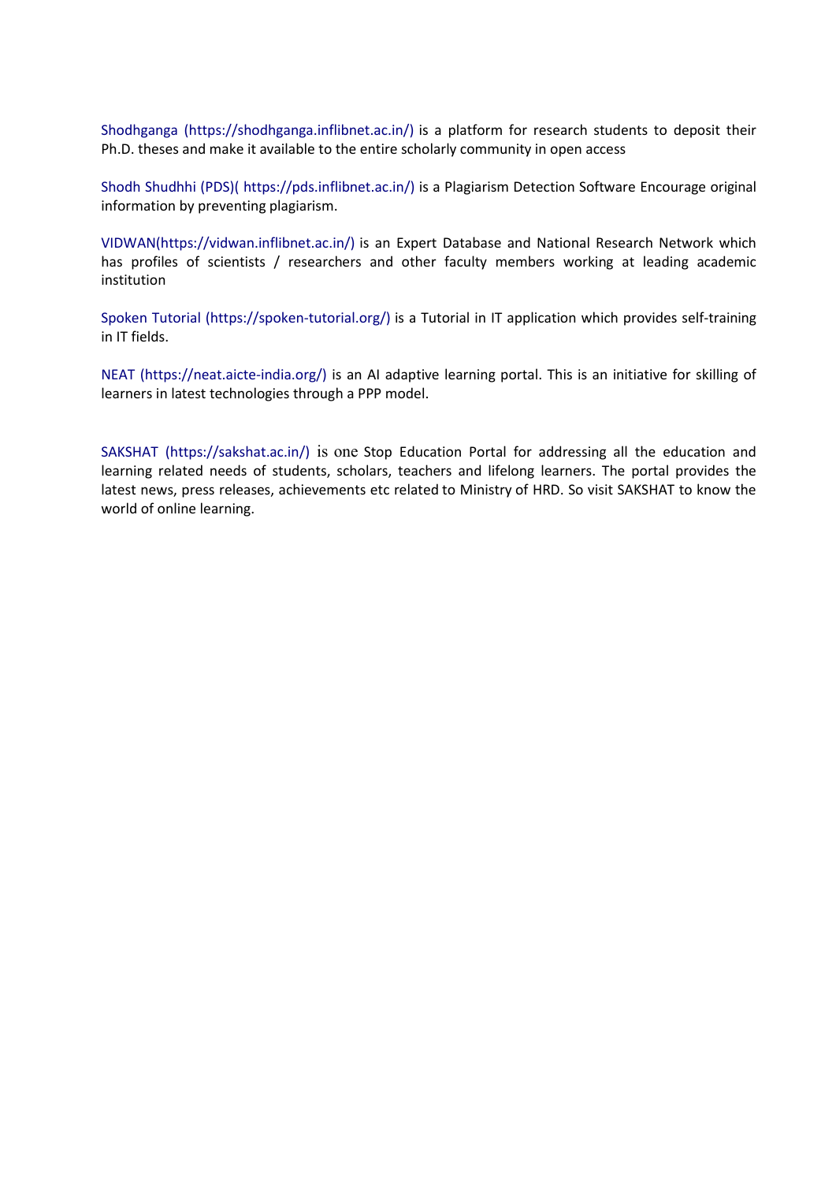Shodhganga (https://shodhganga.inflibnet.ac.in/) is a platform for research students to deposit their Ph.D. theses and make it available to the entire scholarly community in open access

Shodh Shudhhi (PDS)( https://pds.inflibnet.ac.in/) is a Plagiarism Detection Software Encourage original information by preventing plagiarism.

VIDWAN(https://vidwan.inflibnet.ac.in/) is an Expert Database and National Research Network which has profiles of scientists / researchers and other faculty members working at leading academic institution

Spoken Tutorial (https://spoken-tutorial.org/) is a Tutorial in IT application which provides self-training in IT fields.

NEAT (https://neat.aicte-india.org/) is an AI adaptive learning portal. This is an initiative for skilling of learners in latest technologies through a PPP model.

SAKSHAT (https://sakshat.ac.in/) is one Stop Education Portal for addressing all the education and learning related needs of students, scholars, teachers and lifelong learners. The portal provides the latest news, press releases, achievements etc related to Ministry of HRD. So visit SAKSHAT to know the world of online learning.